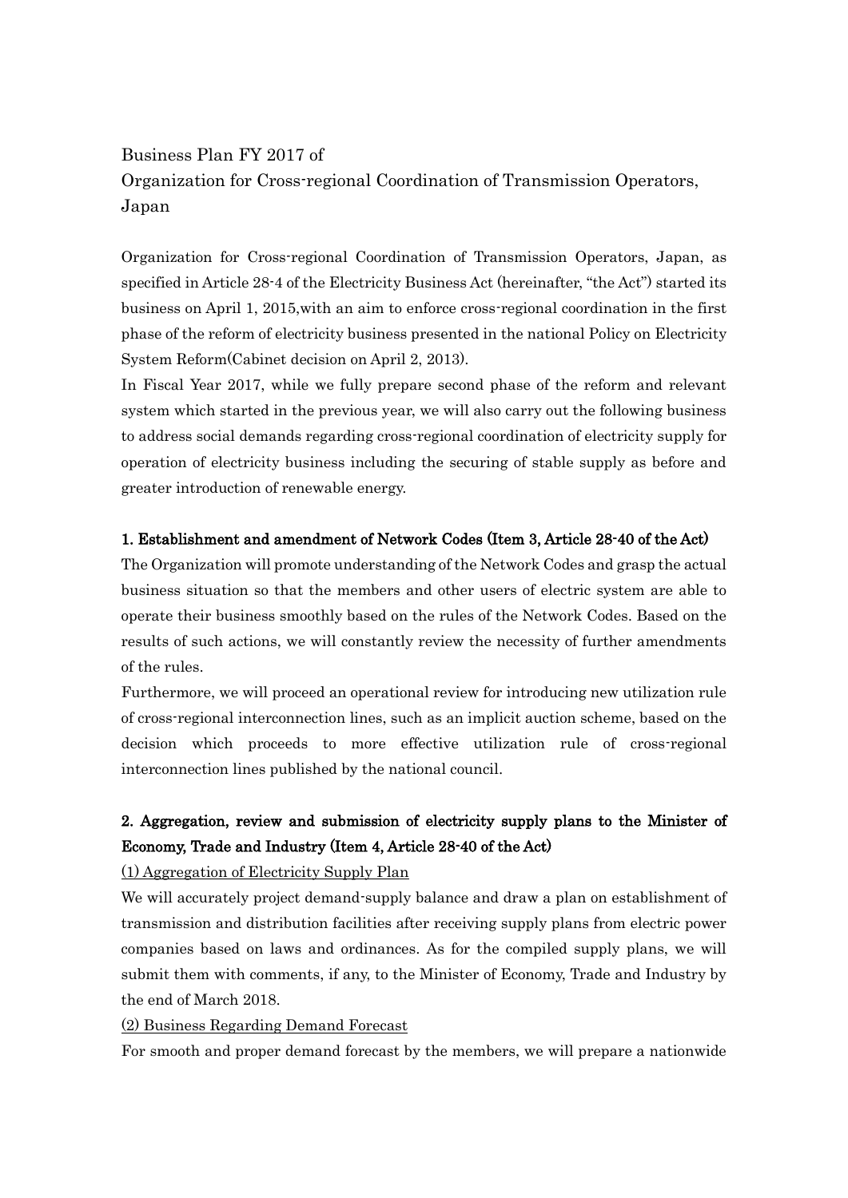# Business Plan FY 2017 of Organization for Cross-regional Coordination of Transmission Operators, Japan

Organization for Cross-regional Coordination of Transmission Operators, Japan, as specified in Article 28-4 of the Electricity Business Act (hereinafter, "the Act") started its business on April 1, 2015,with an aim to enforce cross-regional coordination in the first phase of the reform of electricity business presented in the national Policy on Electricity System Reform(Cabinet decision on April 2, 2013).

In Fiscal Year 2017, while we fully prepare second phase of the reform and relevant system which started in the previous year, we will also carry out the following business to address social demands regarding cross-regional coordination of electricity supply for operation of electricity business including the securing of stable supply as before and greater introduction of renewable energy.

## 1. Establishment and amendment of Network Codes (Item 3, Article 28-40 of the Act)

The Organization will promote understanding of the Network Codes and grasp the actual business situation so that the members and other users of electric system are able to operate their business smoothly based on the rules of the Network Codes. Based on the results of such actions, we will constantly review the necessity of further amendments of the rules.

Furthermore, we will proceed an operational review for introducing new utilization rule of cross-regional interconnection lines, such as an implicit auction scheme, based on the decision which proceeds to more effective utilization rule of cross-regional interconnection lines published by the national council.

## 2. Aggregation, review and submission of electricity supply plans to the Minister of Economy, Trade and Industry (Item 4, Article 28-40 of the Act)

### (1) Aggregation of Electricity Supply Plan

We will accurately project demand-supply balance and draw a plan on establishment of transmission and distribution facilities after receiving supply plans from electric power companies based on laws and ordinances. As for the compiled supply plans, we will submit them with comments, if any, to the Minister of Economy, Trade and Industry by the end of March 2018.

### (2) Business Regarding Demand Forecast

For smooth and proper demand forecast by the members, we will prepare a nationwide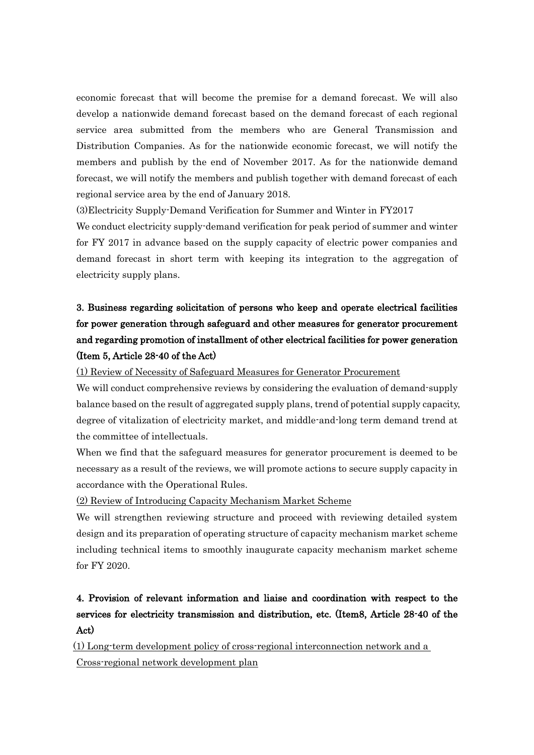economic forecast that will become the premise for a demand forecast. We will also develop a nationwide demand forecast based on the demand forecast of each regional service area submitted from the members who are General Transmission and Distribution Companies. As for the nationwide economic forecast, we will notify the members and publish by the end of November 2017. As for the nationwide demand forecast, we will notify the members and publish together with demand forecast of each regional service area by the end of January 2018.

(3)Electricity Supply-Demand Verification for Summer and Winter in FY2017

We conduct electricity supply-demand verification for peak period of summer and winter for FY 2017 in advance based on the supply capacity of electric power companies and demand forecast in short term with keeping its integration to the aggregation of electricity supply plans.

## 3. Business regarding solicitation of persons who keep and operate electrical facilities for power generation through safeguard and other measures for generator procurement and regarding promotion of installment of other electrical facilities for power generation (Item 5, Article 28-40 of the Act)

<u>(1) Review of Necessity of Safeguard Measures for Generator Procurement</u>

We will conduct comprehensive reviews by considering the evaluation of demand-supply balance based on the result of aggregated supply plans, trend of potential supply capacity, degree of vitalization of electricity market, and middle-and-long term demand trend at the committee of intellectuals.

When we find that the safeguard measures for generator procurement is deemed to be necessary as a result of the reviews, we will promote actions to secure supply capacity in accordance with the Operational Rules.

<u>(2) Review of Introducing Capacity Mechanism Market Scheme</u>

We will strengthen reviewing structure and proceed with reviewing detailed system design and its preparation of operating structure of capacity mechanism market scheme including technical items to smoothly inaugurate capacity mechanism market scheme for FY 2020.

## 4. Provision of relevant information and liaise and coordination with respect to the services for electricity transmission and distribution, etc. (Item8, Article 28-40 of the Act)

<u>(1) Long-term development policy of cross-regional interconnection network and a Cross-regional network development plan</u>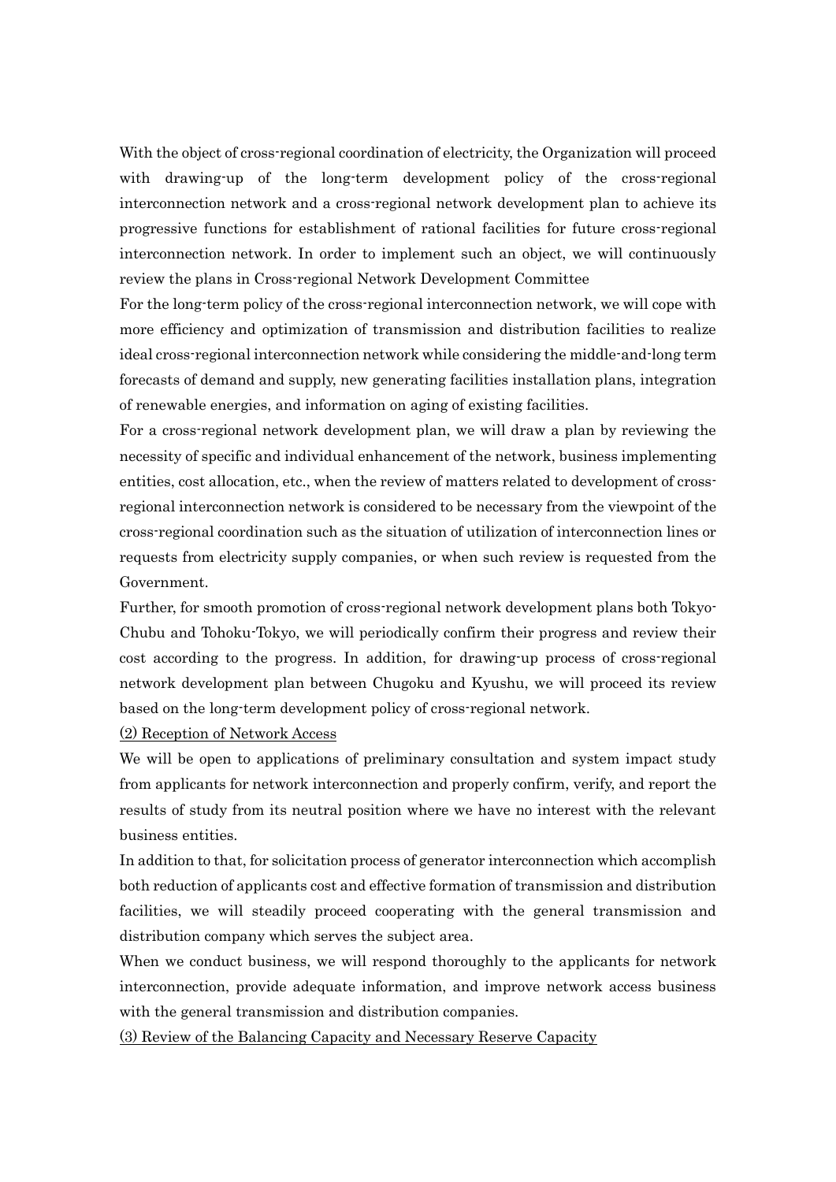With the object of cross-regional coordination of electricity, the Organization will proceed with drawing-up of the long-term development policy of the cross-regional interconnection network and a cross-regional network development plan to achieve its progressive functions for establishment of rational facilities for future cross-regional interconnection network. In order to implement such an object, we will continuously review the plans in Cross-regional Network Development Committee

For the long-term policy of the cross-regional interconnection network, we will cope with more efficiency and optimization of transmission and distribution facilities to realize ideal cross-regional interconnection network while considering the middle-and-long term forecasts of demand and supply, new generating facilities installation plans, integration of renewable energies, and information on aging of existing facilities.

For a cross-regional network development plan, we will draw a plan by reviewing the necessity of specific and individual enhancement of the network, business implementing entities, cost allocation, etc., when the review of matters related to development of cross-regional interconnection network is considered to be necessary from the viewpoint of the cross-regional coordination such as the situation of utilization of interconnection lines or requests from electricity supply companies, or when such review is requested from the Government.

Further, for smooth promotion of cross-regional network development plans both Tokyo-Chubu and Tohoku-Tokyo, we will periodically confirm their progress and review their cost according to the progress. In addition, for drawing-up process of cross-regional network development plan between Chugoku and Kyushu, we will proceed its review based on the long-term development policy of cross-regional network.

<u>(2) Reception of Network Access</u>

We will be open to applications of preliminary consultation and system impact study from applicants for network interconnection and properly confirm, verify, and report the results of study from its neutral position where we have no interest with the relevant business entities.

In addition to that, for solicitation process of generator interconnection which accomplish both reduction of applicants cost and effective formation of transmission and distribution facilities, we will steadily proceed cooperating with the general transmission and distribution company which serves the subject area.

When we conduct business, we will respond thoroughly to the applicants for network interconnection, provide adequate information, and improve network access business with the general transmission and distribution companies.

<u>(3) Review of the Balancing Capacity and Necessary Reserve Capacity</u>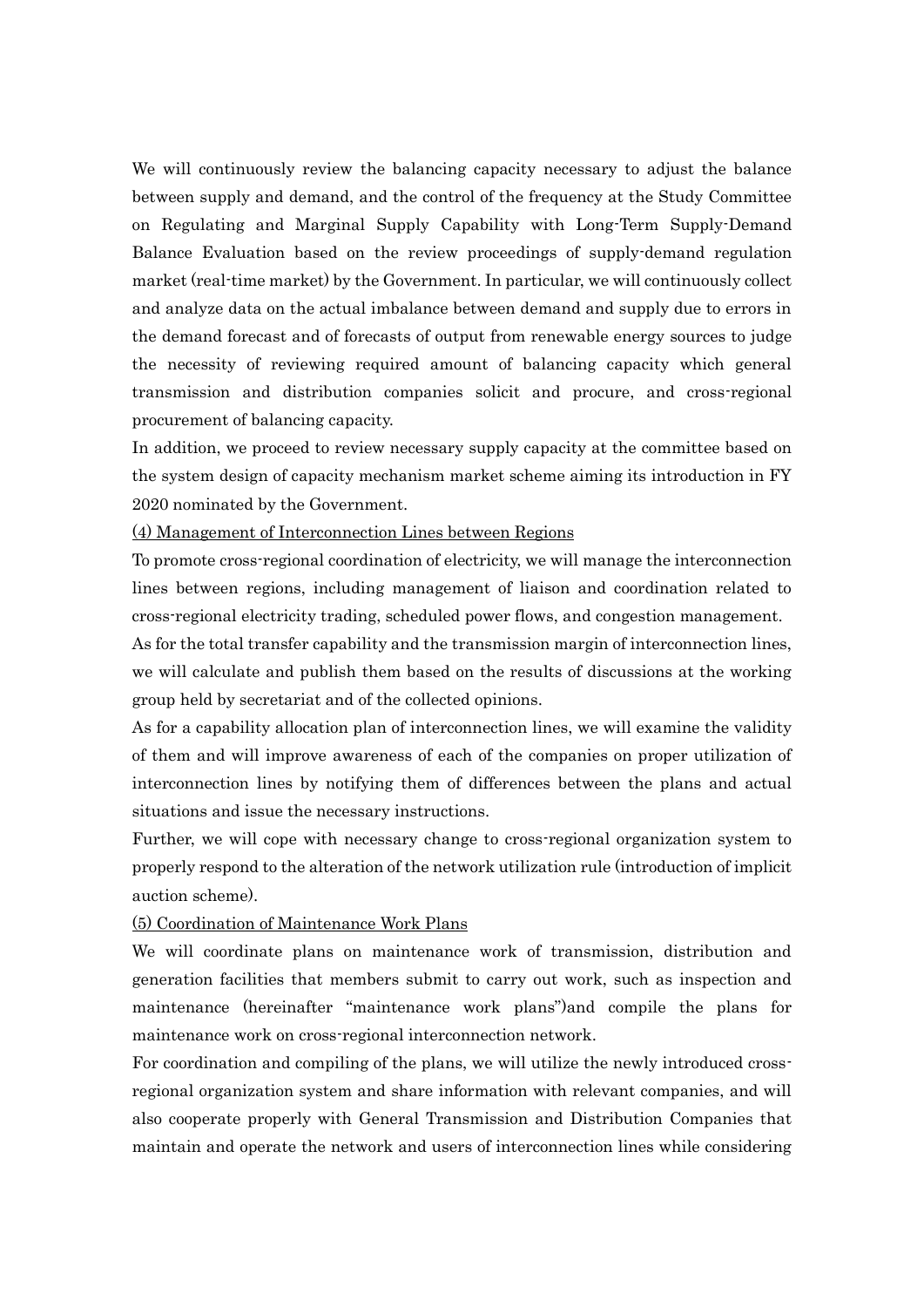We will continuously review the balancing capacity necessary to adjust the balance between supply and demand, and the control of the frequency at the Study Committee on Regulating and Marginal Supply Capability with Long-Term Supply-Demand Balance Evaluation based on the review proceedings of supply-demand regulation market (real-time market) by the Government. In particular, we will continuously collect and analyze data on the actual imbalance between demand and supply due to errors in the demand forecast and of forecasts of output from renewable energy sources to judge the necessity of reviewing required amount of balancing capacity which general transmission and distribution companies solicit and procure, and cross-regional procurement of balancing capacity.

In addition, we proceed to review necessary supply capacity at the committee based on the system design of capacity mechanism market scheme aiming its introduction in FY 2020 nominated by the Government.

<u>(4) Management of Interconnection Lines between Regions</u>

To promote cross-regional coordination of electricity, we will manage the interconnection lines between regions, including management of liaison and coordination related to cross-regional electricity trading, scheduled power flows, and congestion management.

As for the total transfer capability and the transmission margin of interconnection lines, we will calculate and publish them based on the results of discussions at the working group held by secretariat and of the collected opinions.

As for a capability allocation plan of interconnection lines, we will examine the validity of them and will improve awareness of each of the companies on proper utilization of interconnection lines by notifying them of differences between the plans and actual situations and issue the necessary instructions.

Further, we will cope with necessary change to cross-regional organization system to properly respond to the alteration of the network utilization rule (introduction of implicit auction scheme).

<u>(5) Coordination of Maintenance Work Plans</u>

We will coordinate plans on maintenance work of transmission, distribution and generation facilities that members submit to carry out work, such as inspection and maintenance (hereinafter "maintenance work plans")and compile the plans for maintenance work on cross-regional interconnection network.

For coordination and compiling of the plans, we will utilize the newly introduced cross-regional organization system and share information with relevant companies, and will also cooperate properly with General Transmission and Distribution Companies that maintain and operate the network and users of interconnection lines while considering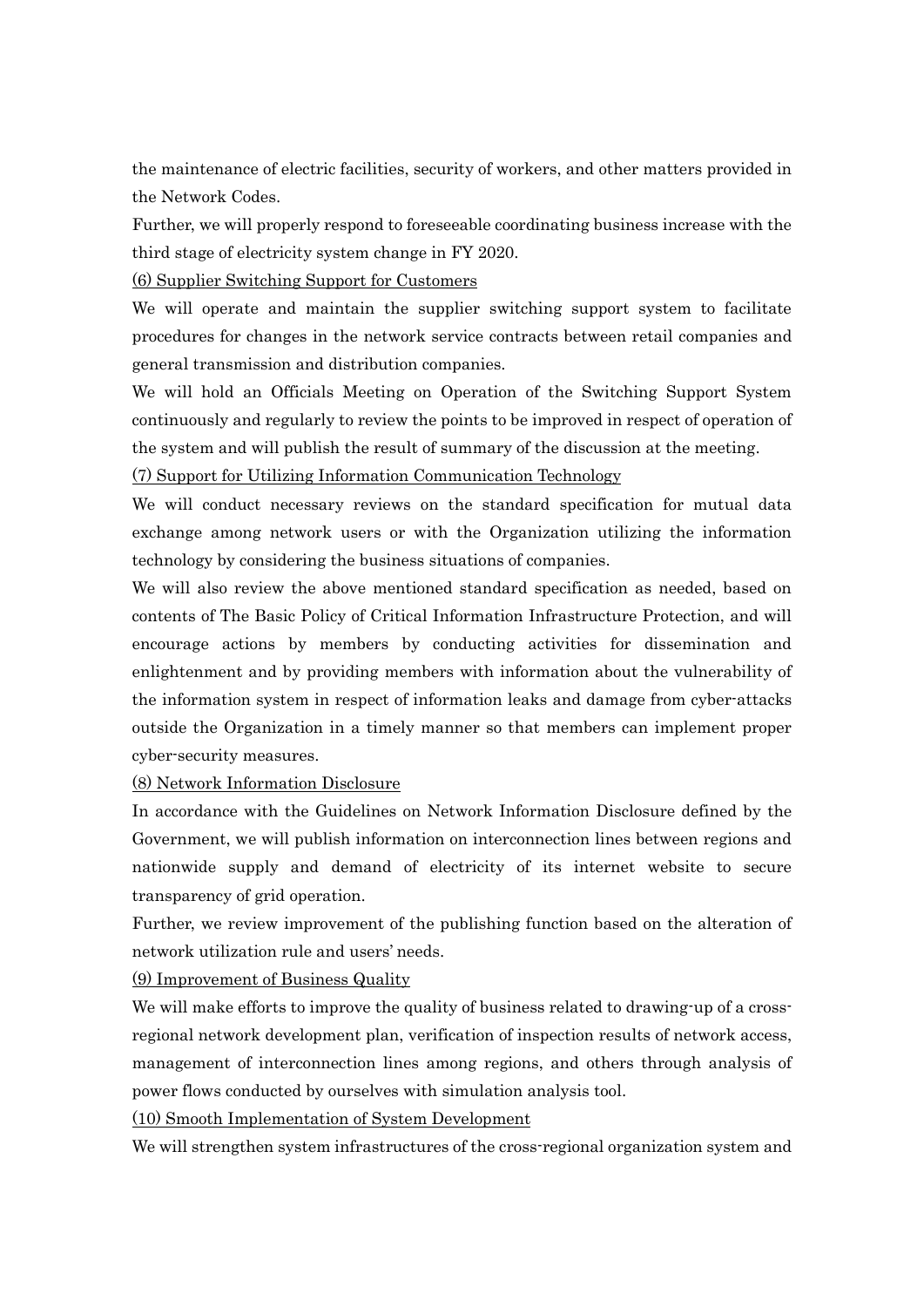the maintenance of electric facilities, security of workers, and other matters provided in the Network Codes.

Further, we will properly respond to foreseeable coordinating business increase with the third stage of electricity system change in FY 2020.

<u>(6) Supplier Switching Support for Customers</u>

We will operate and maintain the supplier switching support system to facilitate procedures for changes in the network service contracts between retail companies and general transmission and distribution companies.

We will hold an Officials Meeting on Operation of the Switching Support System continuously and regularly to review the points to be improved in respect of operation of the system and will publish the result of summary of the discussion at the meeting.

<u>(7) Support for Utilizing Information Communication Technology</u>

We will conduct necessary reviews on the standard specification for mutual data exchange among network users or with the Organization utilizing the information technology by considering the business situations of companies.

We will also review the above mentioned standard specification as needed, based on contents of The Basic Policy of Critical Information Infrastructure Protection, and will encourage actions by members by conducting activities for dissemination and enlightenment and by providing members with information about the vulnerability of the information system in respect of information leaks and damage from cyber-attacks outside the Organization in a timely manner so that members can implement proper cyber-security measures.

<u>(8) Network Information Disclosure</u>

In accordance with the Guidelines on Network Information Disclosure defined by the Government, we will publish information on interconnection lines between regions and nationwide supply and demand of electricity of its internet website to secure transparency of grid operation.

Further, we review improvement of the publishing function based on the alteration of network utilization rule and users' needs.

<u>(9) Improvement of Business Quality</u>

We will make efforts to improve the quality of business related to drawing-up of a cross-regional network development plan, verification of inspection results of network access, management of interconnection lines among regions, and others through analysis of power flows conducted by ourselves with simulation analysis tool.

<u>(10) Smooth Implementation of System Development</u>

We will strengthen system infrastructures of the cross-regional organization system and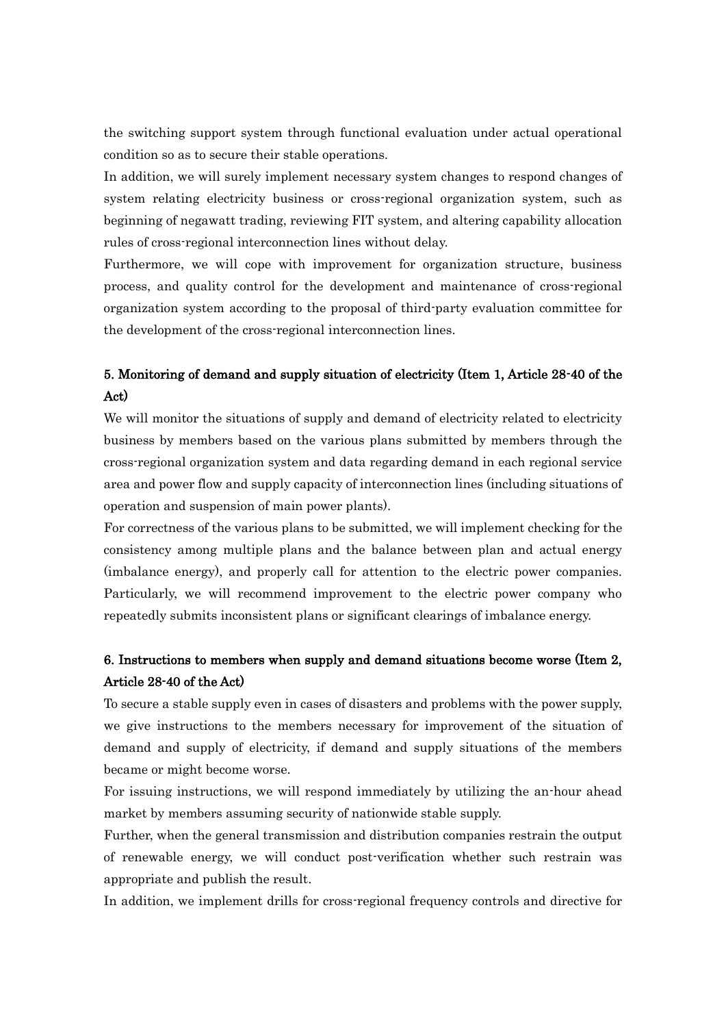the switching support system through functional evaluation under actual operational condition so as to secure their stable operations.

In addition, we will surely implement necessary system changes to respond changes of system relating electricity business or cross-regional organization system, such as beginning of negawatt trading, reviewing FIT system, and altering capability allocation rules of cross-regional interconnection lines without delay.

Furthermore, we will cope with improvement for organization structure, business process, and quality control for the development and maintenance of cross-regional organization system according to the proposal of third-party evaluation committee for the development of the cross-regional interconnection lines.

### 5. Monitoring of demand and supply situation of electricity (Item 1, Article 28-40 of the Act)

We will monitor the situations of supply and demand of electricity related to electricity business by members based on the various plans submitted by members through the cross-regional organization system and data regarding demand in each regional service area and power flow and supply capacity of interconnection lines (including situations of operation and suspension of main power plants).

For correctness of the various plans to be submitted, we will implement checking for the consistency among multiple plans and the balance between plan and actual energy (imbalance energy), and properly call for attention to the electric power companies. Particularly, we will recommend improvement to the electric power company who repeatedly submits inconsistent plans or significant clearings of imbalance energy.

### 6. Instructions to members when supply and demand situations become worse (Item 2, Article 28-40 of the Act)

To secure a stable supply even in cases of disasters and problems with the power supply, we give instructions to the members necessary for improvement of the situation of demand and supply of electricity, if demand and supply situations of the members became or might become worse.

For issuing instructions, we will respond immediately by utilizing the an-hour ahead market by members assuming security of nationwide stable supply.

Further, when the general transmission and distribution companies restrain the output of renewable energy, we will conduct post-verification whether such restrain was appropriate and publish the result.

In addition, we implement drills for cross-regional frequency controls and directive for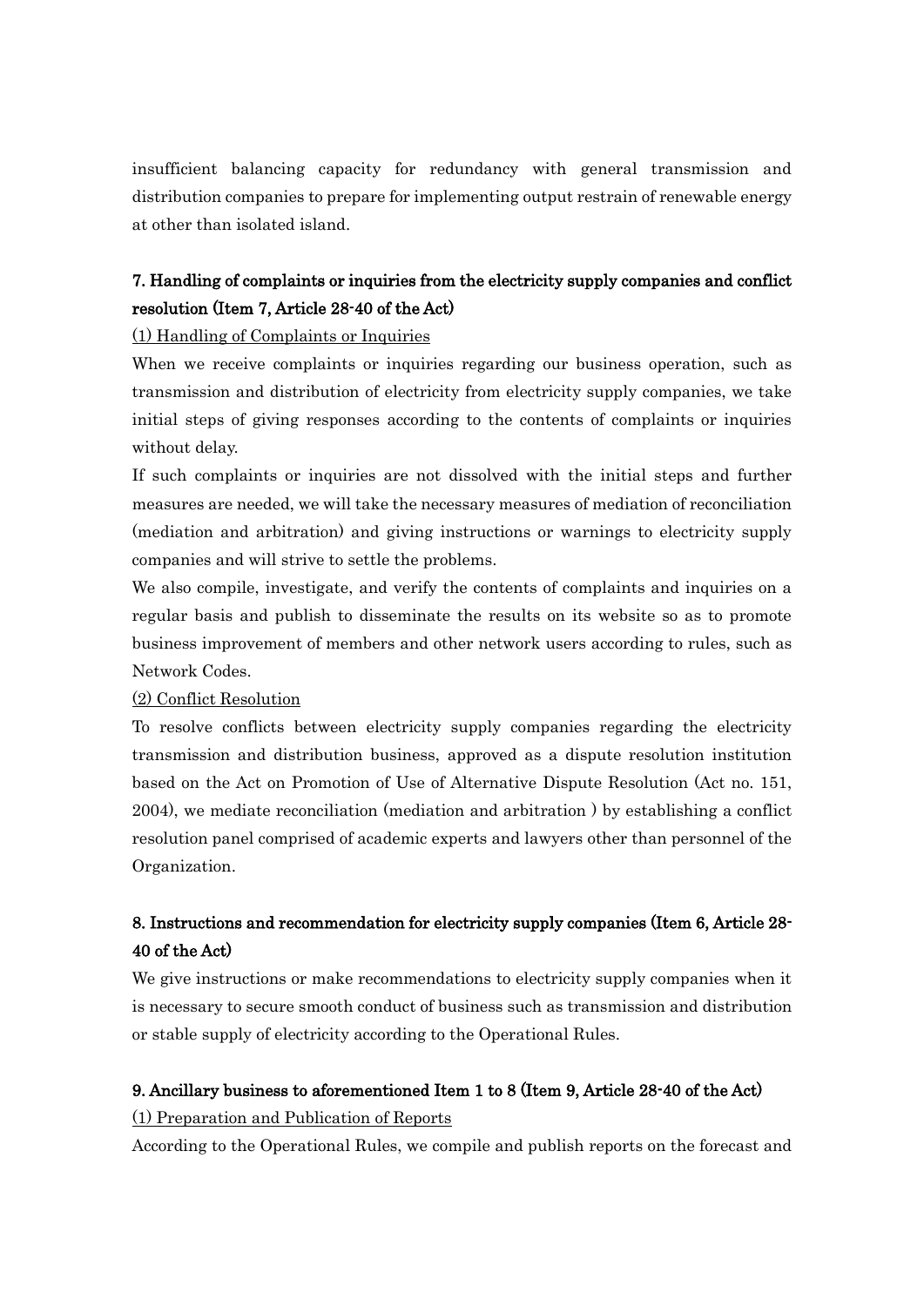insufficient balancing capacity for redundancy with general transmission and distribution companies to prepare for implementing output restrain of renewable energy at other than isolated island.

## 7. Handling of complaints or inquiries from the electricity supply companies and conflict resolution (Item 7, Article 28-40 of the Act)

(1) Handling of Complaints or Inquiries

When we receive complaints or inquiries regarding our business operation, such as transmission and distribution of electricity from electricity supply companies, we take initial steps of giving responses according to the contents of complaints or inquiries without delay.

If such complaints or inquiries are not dissolved with the initial steps and further measures are needed, we will take the necessary measures of mediation of reconciliation (mediation and arbitration) and giving instructions or warnings to electricity supply companies and will strive to settle the problems.

We also compile, investigate, and verify the contents of complaints and inquiries on a regular basis and publish to disseminate the results on its website so as to promote business improvement of members and other network users according to rules, such as Network Codes.

(2) Conflict Resolution

To resolve conflicts between electricity supply companies regarding the electricity transmission and distribution business, approved as a dispute resolution institution based on the Act on Promotion of Use of Alternative Dispute Resolution (Act no. 151, 2004), we mediate reconciliation (mediation and arbitration ) by establishing a conflict resolution panel comprised of academic experts and lawyers other than personnel of the Organization.

## 8. Instructions and recommendation for electricity supply companies (Item 6, Article 28-40 of the Act)

We give instructions or make recommendations to electricity supply companies when it is necessary to secure smooth conduct of business such as transmission and distribution or stable supply of electricity according to the Operational Rules.

## 9. Ancillary business to aforementioned Item 1 to 8 (Item 9, Article 28-40 of the Act)

(1) Preparation and Publication of Reports

According to the Operational Rules, we compile and publish reports on the forecast and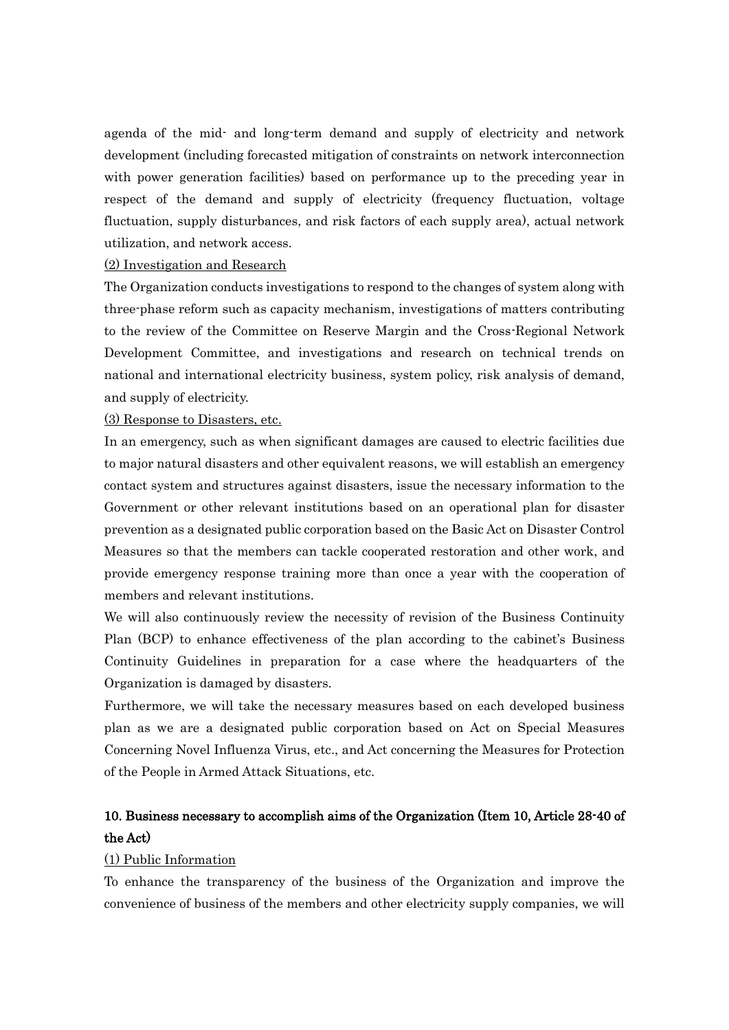agenda of the mid- and long-term demand and supply of electricity and network development (including forecasted mitigation of constraints on network interconnection with power generation facilities) based on performance up to the preceding year in respect of the demand and supply of electricity (frequency fluctuation, voltage fluctuation, supply disturbances, and risk factors of each supply area), actual network utilization, and network access.

(2) Investigation and Research

The Organization conducts investigations to respond to the changes of system along with three-phase reform such as capacity mechanism, investigations of matters contributing to the review of the Committee on Reserve Margin and the Cross-Regional Network Development Committee, and investigations and research on technical trends on national and international electricity business, system policy, risk analysis of demand, and supply of electricity.

(3) Response to Disasters, etc.

In an emergency, such as when significant damages are caused to electric facilities due to major natural disasters and other equivalent reasons, we will establish an emergency contact system and structures against disasters, issue the necessary information to the Government or other relevant institutions based on an operational plan for disaster prevention as a designated public corporation based on the Basic Act on Disaster Control Measures so that the members can tackle cooperated restoration and other work, and provide emergency response training more than once a year with the cooperation of members and relevant institutions.

We will also continuously review the necessity of revision of the Business Continuity Plan (BCP) to enhance effectiveness of the plan according to the cabinet's Business Continuity Guidelines in preparation for a case where the headquarters of the Organization is damaged by disasters.

Furthermore, we will take the necessary measures based on each developed business plan as we are a designated public corporation based on Act on Special Measures Concerning Novel Influenza Virus, etc., and Act concerning the Measures for Protection of the People in Armed Attack Situations, etc.

## 10. Business necessary to accomplish aims of the Organization (Item 10, Article 28-40 of the Act)

(1) Public Information

To enhance the transparency of the business of the Organization and improve the convenience of business of the members and other electricity supply companies, we will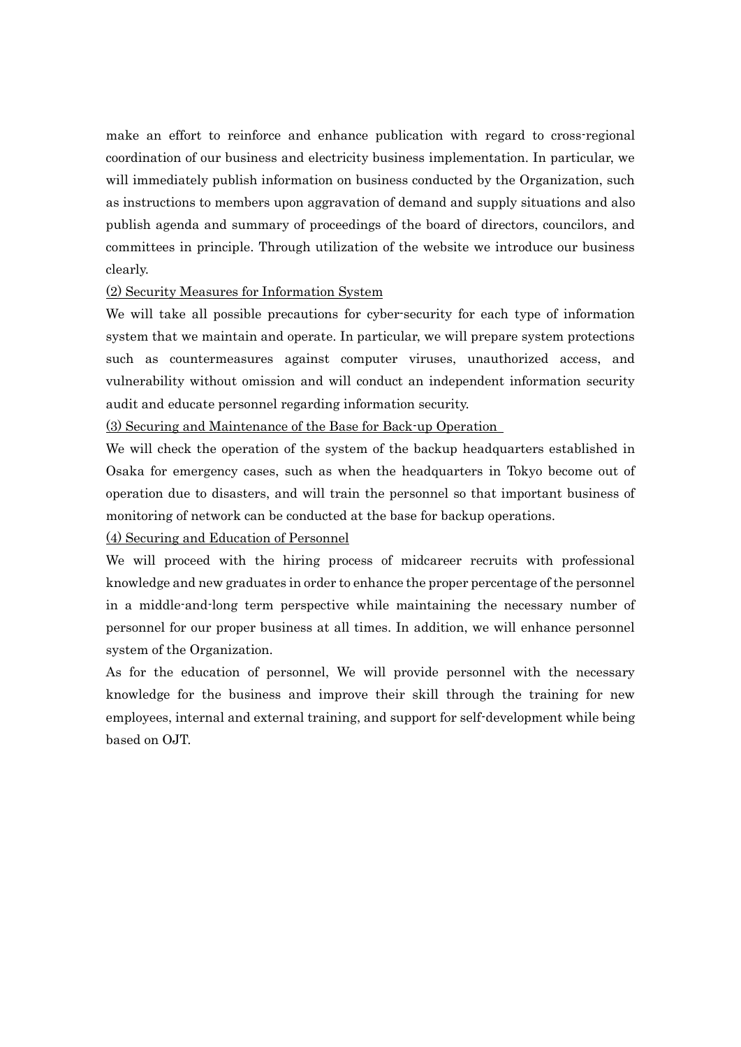make an effort to reinforce and enhance publication with regard to cross-regional coordination of our business and electricity business implementation. In particular, we will immediately publish information on business conducted by the Organization, such as instructions to members upon aggravation of demand and supply situations and also publish agenda and summary of proceedings of the board of directors, councilors, and committees in principle. Through utilization of the website we introduce our business clearly.

(2) Security Measures for Information System

We will take all possible precautions for cyber-security for each type of information system that we maintain and operate. In particular, we will prepare system protections such as countermeasures against computer viruses, unauthorized access, and vulnerability without omission and will conduct an independent information security audit and educate personnel regarding information security.

(3) Securing and Maintenance of the Base for Back-up Operation

We will check the operation of the system of the backup headquarters established in Osaka for emergency cases, such as when the headquarters in Tokyo become out of operation due to disasters, and will train the personnel so that important business of monitoring of network can be conducted at the base for backup operations.

(4) Securing and Education of Personnel

We will proceed with the hiring process of midcareer recruits with professional knowledge and new graduates in order to enhance the proper percentage of the personnel in a middle-and-long term perspective while maintaining the necessary number of personnel for our proper business at all times. In addition, we will enhance personnel system of the Organization.

As for the education of personnel, We will provide personnel with the necessary knowledge for the business and improve their skill through the training for new employees, internal and external training, and support for self-development while being based on OJT.